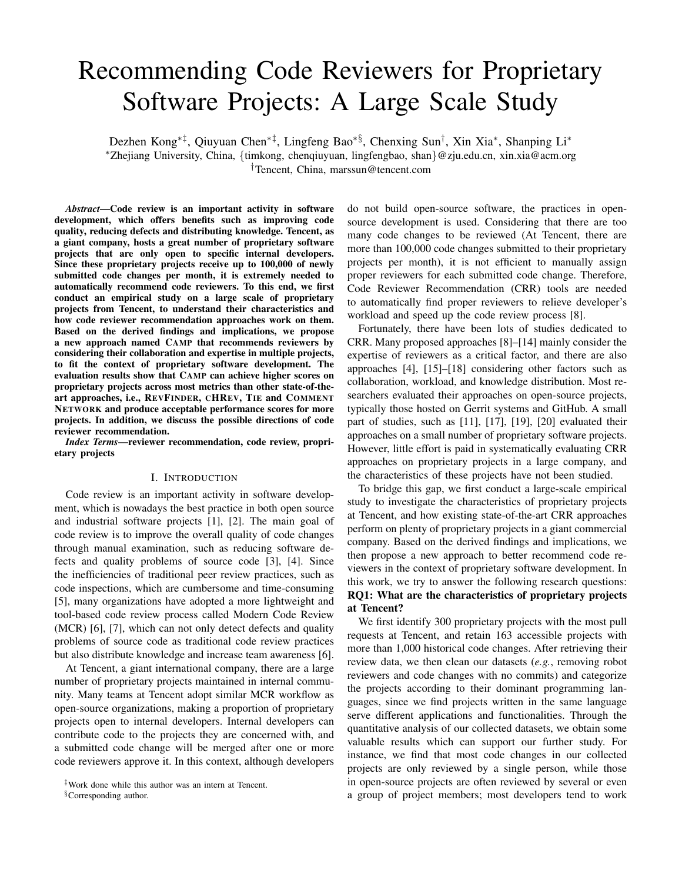# Recommending Code Reviewers for Proprietary Software Projects: A Large Scale Study

Dezhen Kong[*‡], Qiuyuan Chen[*‡], Lingfeng Bao[*§], Chenxing Sun[†], Xin Xia[*], Shanping Li[*]

[*]Zhejiang University, China, {timkong, chenqiuyuan, lingfengbao, shan}@zju.edu.cn, xin.xia@acm.org

[†]Tencent, China, marssun@tencent.com

***Abstract*—Code review is an important activity in software development, which offers benefits such as improving code quality, reducing defects and distributing knowledge. Tencent, as a giant company, hosts a great number of proprietary software projects that are only open to specific internal developers. Since these proprietary projects receive up to 100,000 of newly submitted code changes per month, it is extremely needed to automatically recommend code reviewers. To this end, we first conduct an empirical study on a large scale of proprietary projects from Tencent, to understand their characteristics and how code reviewer recommendation approaches work on them. Based on the derived findings and implications, we propose a new approach named CAMP that recommends reviewers by considering their collaboration and expertise in multiple projects, to fit the context of proprietary software development. The evaluation results show that CAMP can achieve higher scores on proprietary projects across most metrics than other state-of-the-art approaches, i.e., REVFINDER, cHREV, TIE and COMMENT NETWORK and produce acceptable performance scores for more projects. In addition, we discuss the possible directions of code reviewer recommendation.**

***Index Terms*—reviewer recommendation, code review, proprietary projects**

## I. INTRODUCTION

Code review is an important activity in software development, which is nowadays the best practice in both open source and industrial software projects [1], [2]. The main goal of code review is to improve the overall quality of code changes through manual examination, such as reducing software defects and quality problems of source code [3], [4]. Since the inefficiencies of traditional peer review practices, such as code inspections, which are cumbersome and time-consuming [5], many organizations have adopted a more lightweight and tool-based code review process called Modern Code Review (MCR) [6], [7], which can not only detect defects and quality problems of source code as traditional code review practices but also distribute knowledge and increase team awareness [6].

At Tencent, a giant international company, there are a large number of proprietary projects maintained in internal community. Many teams at Tencent adopt similar MCR workflow as open-source organizations, making a proportion of proprietary projects open to internal developers. Internal developers can contribute code to the projects they are concerned with, and a submitted code change will be merged after one or more code reviewers approve it. In this context, although developers do not build open-source software, the practices in open-source development is used. Considering that there are too many code changes to be reviewed (At Tencent, there are more than 100,000 code changes submitted to their proprietary projects per month), it is not efficient to manually assign proper reviewers for each submitted code change. Therefore, Code Reviewer Recommendation (CRR) tools are needed to automatically find proper reviewers to relieve developer's workload and speed up the code review process [8].

Fortunately, there have been lots of studies dedicated to CRR. Many proposed approaches [8]–[14] mainly consider the expertise of reviewers as a critical factor, and there are also approaches [4], [15]–[18] considering other factors such as collaboration, workload, and knowledge distribution. Most researchers evaluated their approaches on open-source projects, typically those hosted on Gerrit systems and GitHub. A small part of studies, such as [11], [17], [19], [20] evaluated their approaches on a small number of proprietary software projects. However, little effort is paid in systematically evaluating CRR approaches on proprietary projects in a large company, and the characteristics of these projects have not been studied.

To bridge this gap, we first conduct a large-scale empirical study to investigate the characteristics of proprietary projects at Tencent, and how existing state-of-the-art CRR approaches perform on plenty of proprietary projects in a giant commercial company. Based on the derived findings and implications, we then propose a new approach to better recommend code reviewers in the context of proprietary software development. In this work, we try to answer the following research questions:

**RQ1: What are the characteristics of proprietary projects at Tencent?**

We first identify 300 proprietary projects with the most pull requests at Tencent, and retain 163 accessible projects with more than 1,000 historical code changes. After retrieving their review data, we then clean our datasets (*e.g.*, removing robot reviewers and code changes with no commits) and categorize the projects according to their dominant programming languages, since we find projects written in the same language serve different applications and functionalities. Through the quantitative analysis of our collected datasets, we obtain some valuable results which can support our further study. For instance, we find that most code changes in our collected projects are only reviewed by a single person, while those in open-source projects are often reviewed by several or even a group of project members; most developers tend to work

[‡]Work done while this author was an intern at Tencent.

[§]Corresponding author.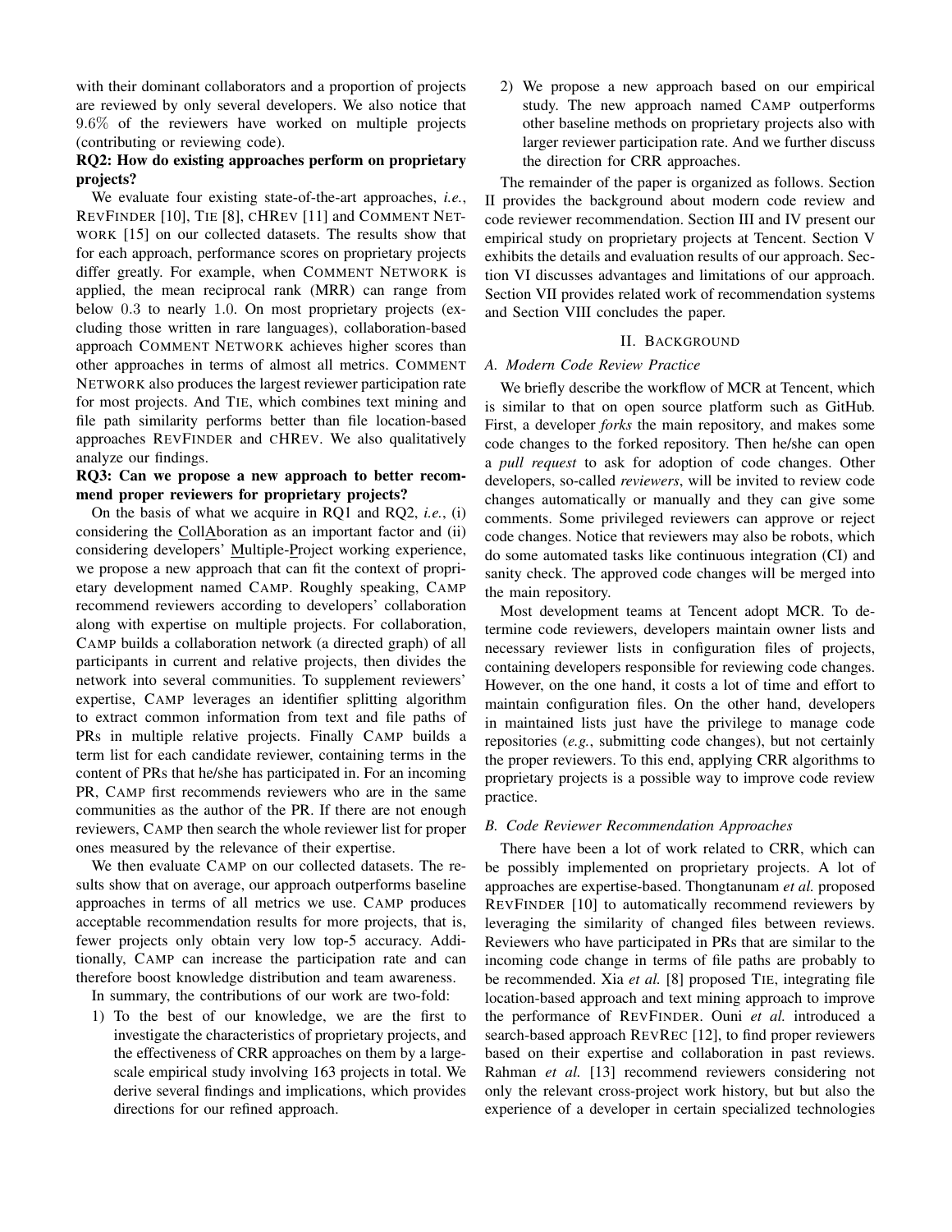with their dominant collaborators and a proportion of projects are reviewed by only several developers. We also notice that 9.6% of the reviewers have worked on multiple projects (contributing or reviewing code).

**RQ2: How do existing approaches perform on proprietary projects?**

We evaluate four existing state-of-the-art approaches, *i.e.*, REVFINDER [10], TIE [8], cHREV [11] and COMMENT NETWORK [15] on our collected datasets. The results show that for each approach, performance scores on proprietary projects differ greatly. For example, when COMMENT NETWORK is applied, the mean reciprocal rank (MRR) can range from below 0.3 to nearly 1.0. On most proprietary projects (excluding those written in rare languages), collaboration-based approach COMMENT NETWORK achieves higher scores than other approaches in terms of almost all metrics. COMMENT NETWORK also produces the largest reviewer participation rate for most projects. And TIE, which combines text mining and file path similarity performs better than file location-based approaches REVFINDER and cHREV. We also qualitatively analyze our findings.

**RQ3: Can we propose a new approach to better recommend proper reviewers for proprietary projects?**

On the basis of what we acquire in RQ1 and RQ2, *i.e.*, (i) considering the CollAboration as an important factor and (ii) considering developers' Multiple-Project working experience, we propose a new approach that can fit the context of proprietary development named CAMP. Roughly speaking, CAMP recommend reviewers according to developers' collaboration along with expertise on multiple projects. For collaboration, CAMP builds a collaboration network (a directed graph) of all participants in current and relative projects, then divides the network into several communities. To supplement reviewers' expertise, CAMP leverages an identifier splitting algorithm to extract common information from text and file paths of PRs in multiple relative projects. Finally CAMP builds a term list for each candidate reviewer, containing terms in the content of PRs that he/she has participated in. For an incoming PR, CAMP first recommends reviewers who are in the same communities as the author of the PR. If there are not enough reviewers, CAMP then search the whole reviewer list for proper ones measured by the relevance of their expertise.

We then evaluate CAMP on our collected datasets. The results show that on average, our approach outperforms baseline approaches in terms of all metrics we use. CAMP produces acceptable recommendation results for more projects, that is, fewer projects only obtain very low top-5 accuracy. Additionally, CAMP can increase the participation rate and can therefore boost knowledge distribution and team awareness.

In summary, the contributions of our work are two-fold:

1) To the best of our knowledge, we are the first to investigate the characteristics of proprietary projects, and the effectiveness of CRR approaches on them by a large-scale empirical study involving 163 projects in total. We derive several findings and implications, which provides directions for our refined approach.
2) We propose a new approach based on our empirical study. The new approach named CAMP outperforms other baseline methods on proprietary projects also with larger reviewer participation rate. And we further discuss the direction for CRR approaches.

The remainder of the paper is organized as follows. Section II provides the background about modern code review and code reviewer recommendation. Section III and IV present our empirical study on proprietary projects at Tencent. Section V exhibits the details and evaluation results of our approach. Section VI discusses advantages and limitations of our approach. Section VII provides related work of recommendation systems and Section VIII concludes the paper.

## II. BACKGROUND

### A. Modern Code Review Practice

We briefly describe the workflow of MCR at Tencent, which is similar to that on open source platform such as GitHub. First, a developer *forks* the main repository, and makes some code changes to the forked repository. Then he/she can open a *pull request* to ask for adoption of code changes. Other developers, so-called *reviewers*, will be invited to review code changes automatically or manually and they can give some comments. Some privileged reviewers can approve or reject code changes. Notice that reviewers may also be robots, which do some automated tasks like continuous integration (CI) and sanity check. The approved code changes will be merged into the main repository.

Most development teams at Tencent adopt MCR. To determine code reviewers, developers maintain owner lists and necessary reviewer lists in configuration files of projects, containing developers responsible for reviewing code changes. However, on the one hand, it costs a lot of time and effort to maintain configuration files. On the other hand, developers in maintained lists just have the privilege to manage code repositories (*e.g.*, submitting code changes), but not certainly the proper reviewers. To this end, applying CRR algorithms to proprietary projects is a possible way to improve code review practice.

### B. Code Reviewer Recommendation Approaches

There have been a lot of work related to CRR, which can be possibly implemented on proprietary projects. A lot of approaches are expertise-based. Thongtanunam *et al.* proposed REVFINDER [10] to automatically recommend reviewers by leveraging the similarity of changed files between reviews. Reviewers who have participated in PRs that are similar to the incoming code change in terms of file paths are probably to be recommended. Xia *et al.* [8] proposed TIE, integrating file location-based approach and text mining approach to improve the performance of REVFINDER. Ouni *et al.* introduced a search-based approach REVREC [12], to find proper reviewers based on their expertise and collaboration in past reviews. Rahman *et al.* [13] recommend reviewers considering not only the relevant cross-project work history, but but also the experience of a developer in certain specialized technologies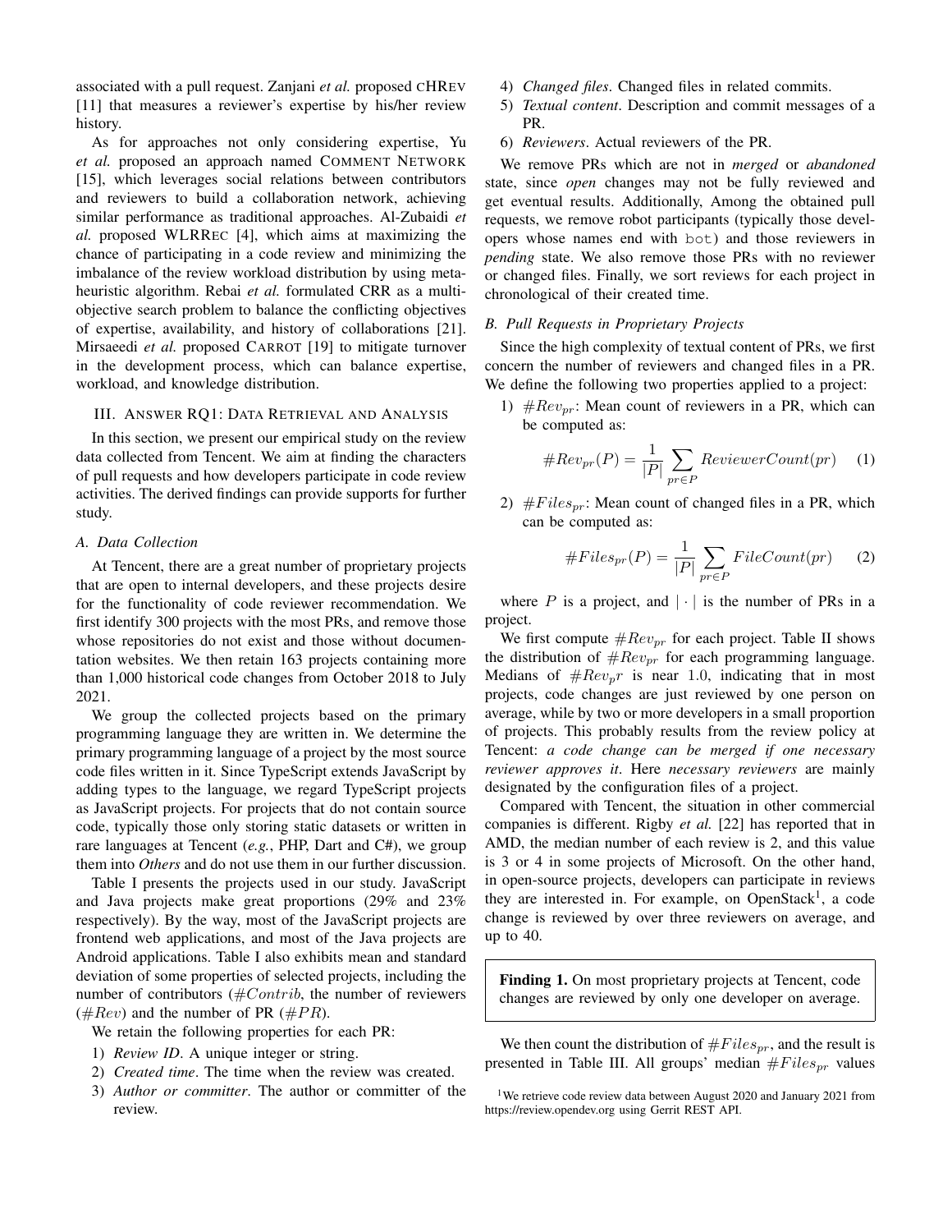associated with a pull request. Zanjani *et al.* proposed cHRev [11] that measures a reviewer's expertise by his/her review history.

As for approaches not only considering expertise, Yu *et al.* proposed an approach named Comment Network [15], which leverages social relations between contributors and reviewers to build a collaboration network, achieving similar performance as traditional approaches. Al-Zubaidi *et al.* proposed WLRRec [4], which aims at maximizing the chance of participating in a code review and minimizing the imbalance of the review workload distribution by using meta-heuristic algorithm. Rebai *et al.* formulated CRR as a multi-objective search problem to balance the conflicting objectives of expertise, availability, and history of collaborations [21]. Mirsaeedi *et al.* proposed Carrot [19] to mitigate turnover in the development process, which can balance expertise, workload, and knowledge distribution.

## III. Answer RQ1: Data Retrieval and Analysis

In this section, we present our empirical study on the review data collected from Tencent. We aim at finding the characters of pull requests and how developers participate in code review activities. The derived findings can provide supports for further study.

### A. Data Collection

At Tencent, there are a great number of proprietary projects that are open to internal developers, and these projects desire for the functionality of code reviewer recommendation. We first identify 300 projects with the most PRs, and remove those whose repositories do not exist and those without documentation websites. We then retain 163 projects containing more than 1,000 historical code changes from October 2018 to July 2021.

We group the collected projects based on the primary programming language they are written in. We determine the primary programming language of a project by the most source code files written in it. Since TypeScript extends JavaScript by adding types to the language, we regard TypeScript projects as JavaScript projects. For projects that do not contain source code, typically those only storing static datasets or written in rare languages at Tencent (*e.g.*, PHP, Dart and C#), we group them into *Others* and do not use them in our further discussion.

Table I presents the projects used in our study. JavaScript and Java projects make great proportions (29% and 23% respectively). By the way, most of the JavaScript projects are frontend web applications, and most of the Java projects are Android applications. Table I also exhibits mean and standard deviation of some properties of selected projects, including the number of contributors ($\#Contrib$, the number of reviewers ($\#Rev$) and the number of PR ($\#PR$).

We retain the following properties for each PR:

1) *Review ID*. A unique integer or string.
2) *Created time*. The time when the review was created.
3) *Author or committer*. The author or committer of the review.
4) *Changed files*. Changed files in related commits.
5) *Textual content*. Description and commit messages of a PR.
6) *Reviewers*. Actual reviewers of the PR.

We remove PRs which are not in *merged* or *abandoned* state, since *open* changes may not be fully reviewed and get eventual results. Additionally, Among the obtained pull requests, we remove robot participants (typically those developers whose names end with bot) and those reviewers in *pending* state. We also remove those PRs with no reviewer or changed files. Finally, we sort reviews for each project in chronological of their created time.

### B. Pull Requests in Proprietary Projects

Since the high complexity of textual content of PRs, we first concern the number of reviewers and changed files in a PR. We define the following two properties applied to a project:

1) $\#Rev_{pr}$: Mean count of reviewers in a PR, which can be computed as:

$$\#Rev_{pr}(P) = \frac{1}{|P|} \sum_{pr \in P} ReviewerCount(pr) \quad (1)$$

2) $\#Files_{pr}$: Mean count of changed files in a PR, which can be computed as:

$$\#Files_{pr}(P) = \frac{1}{|P|} \sum_{pr \in P} FileCount(pr) \quad (2)$$

where $P$ is a project, and $|\cdot|$ is the number of PRs in a project.

We first compute $\#Rev_{pr}$ for each project. Table II shows the distribution of $\#Rev_{pr}$ for each programming language. Medians of $\#Rev_pr$ is near 1.0, indicating that in most projects, code changes are just reviewed by one person on average, while by two or more developers in a small proportion of projects. This probably results from the review policy at Tencent: *a code change can be merged if one necessary reviewer approves it*. Here *necessary reviewers* are mainly designated by the configuration files of a project.

Compared with Tencent, the situation in other commercial companies is different. Rigby *et al.* [22] has reported that in AMD, the median number of each review is 2, and this value is 3 or 4 in some projects of Microsoft. On the other hand, in open-source projects, developers can participate in reviews they are interested in. For example, on OpenStack[1], a code change is reviewed by over three reviewers on average, and up to 40.

> **Finding 1.** On most proprietary projects at Tencent, code changes are reviewed by only one developer on average.

We then count the distribution of $\#Files_{pr}$, and the result is presented in Table III. All groups' median $\#Files_{pr}$ values

[1] We retrieve code review data between August 2020 and January 2021 from https://review.opendev.org using Gerrit REST API.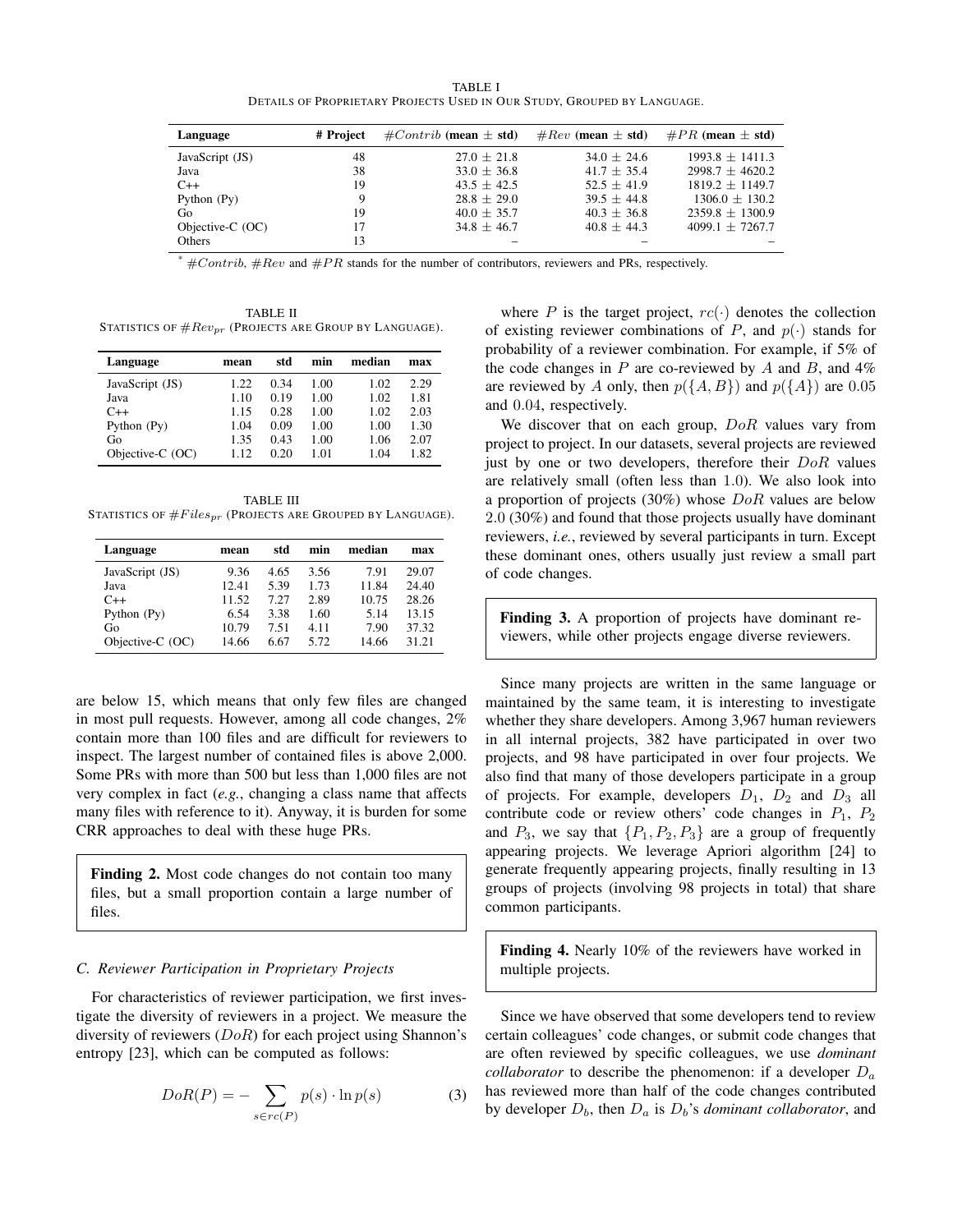TABLE I
DETAILS OF PROPRIETARY PROJECTS USED IN OUR STUDY, GROUPED BY LANGUAGE.

| Language | # Project | $\#Contrib$ (mean ± std) | $\#Rev$ (mean ± std) | $\#PR$ (mean ± std) |
|---|---|---|---|---|
| JavaScript (JS) | 48 | 27.0 ± 21.8 | 34.0 ± 24.6 | 1993.8 ± 1411.3 |
| Java | 38 | 33.0 ± 36.8 | 41.7 ± 35.4 | 2998.7 ± 4620.2 |
| C++ | 19 | 43.5 ± 42.5 | 52.5 ± 41.9 | 1819.2 ± 1149.7 |
| Python (Py) | 9 | 28.8 ± 29.0 | 39.5 ± 44.8 | 1306.0 ± 130.2 |
| Go | 19 | 40.0 ± 35.7 | 40.3 ± 36.8 | 2359.8 ± 1300.9 |
| Objective-C (OC) | 17 | 34.8 ± 46.7 | 40.8 ± 44.3 | 4099.1 ± 7267.7 |
| Others | 13 | – | – | – |

* $\#Contrib$, $\#Rev$ and $\#PR$ stands for the number of contributors, reviewers and PRs, respectively.

TABLE II
STATISTICS OF $\#Rev_{pr}$ (PROJECTS ARE GROUP BY LANGUAGE).

| Language | mean | std | min | median | max |
|---|---|---|---|---|---|
| JavaScript (JS) | 1.22 | 0.34 | 1.00 | 1.02 | 2.29 |
| Java | 1.10 | 0.19 | 1.00 | 1.02 | 1.81 |
| C++ | 1.15 | 0.28 | 1.00 | 1.02 | 2.03 |
| Python (Py) | 1.04 | 0.09 | 1.00 | 1.00 | 1.30 |
| Go | 1.35 | 0.43 | 1.00 | 1.06 | 2.07 |
| Objective-C (OC) | 1.12 | 0.20 | 1.01 | 1.04 | 1.82 |

TABLE III
STATISTICS OF $\#Files_{pr}$ (PROJECTS ARE GROUPED BY LANGUAGE).

| Language | mean | std | min | median | max |
|---|---|---|---|---|---|
| JavaScript (JS) | 9.36 | 4.65 | 3.56 | 7.91 | 29.07 |
| Java | 12.41 | 5.39 | 1.73 | 11.84 | 24.40 |
| C++ | 11.52 | 7.27 | 2.89 | 10.75 | 28.26 |
| Python (Py) | 6.54 | 3.38 | 1.60 | 5.14 | 13.15 |
| Go | 10.79 | 7.51 | 4.11 | 7.90 | 37.32 |
| Objective-C (OC) | 14.66 | 6.67 | 5.72 | 14.66 | 31.21 |

are below 15, which means that only few files are changed in most pull requests. However, among all code changes, 2% contain more than 100 files and are difficult for reviewers to inspect. The largest number of contained files is above 2,000. Some PRs with more than 500 but less than 1,000 files are not very complex in fact (*e.g.*, changing a class name that affects many files with reference to it). Anyway, it is burden for some CRR approaches to deal with these huge PRs.

> **Finding 2.** Most code changes do not contain too many files, but a small proportion contain a large number of files.

### C. Reviewer Participation in Proprietary Projects

For characteristics of reviewer participation, we first investigate the diversity of reviewers in a project. We measure the diversity of reviewers ($DoR$) for each project using Shannon's entropy [23], which can be computed as follows:

$$DoR(P) = -\sum_{s \in rc(P)} p(s) \cdot \ln p(s) \quad (3)$$

where $P$ is the target project, $rc(\cdot)$ denotes the collection of existing reviewer combinations of $P$, and $p(\cdot)$ stands for probability of a reviewer combination. For example, if 5% of the code changes in $P$ are co-reviewed by $A$ and $B$, and 4% are reviewed by $A$ only, then $p(\{A, B\})$ and $p(\{A\})$ are 0.05 and 0.04, respectively.

We discover that on each group, $DoR$ values vary from project to project. In our datasets, several projects are reviewed just by one or two developers, therefore their $DoR$ values are relatively small (often less than 1.0). We also look into a proportion of projects (30%) whose $DoR$ values are below 2.0 (30%) and found that those projects usually have dominant reviewers, *i.e.*, reviewed by several participants in turn. Except these dominant ones, others usually just review a small part of code changes.

> **Finding 3.** A proportion of projects have dominant reviewers, while other projects engage diverse reviewers.

Since many projects are written in the same language or maintained by the same team, it is interesting to investigate whether they share developers. Among 3,967 human reviewers in all internal projects, 382 have participated in over two projects, and 98 have participated in over four projects. We also find that many of those developers participate in a group of projects. For example, developers $D_1$, $D_2$ and $D_3$ all contribute code or review others' code changes in $P_1$, $P_2$ and $P_3$, we say that $\{P_1, P_2, P_3\}$ are a group of frequently appearing projects. We leverage Apriori algorithm [24] to generate frequently appearing projects, finally resulting in 13 groups of projects (involving 98 projects in total) that share common participants.

> **Finding 4.** Nearly 10% of the reviewers have worked in multiple projects.

Since we have observed that some developers tend to review certain colleagues' code changes, or submit code changes that are often reviewed by specific colleagues, we use *dominant collaborator* to describe the phenomenon: if a developer $D_a$ has reviewed more than half of the code changes contributed by developer $D_b$, then $D_a$ is $D_b$'s *dominant collaborator*, and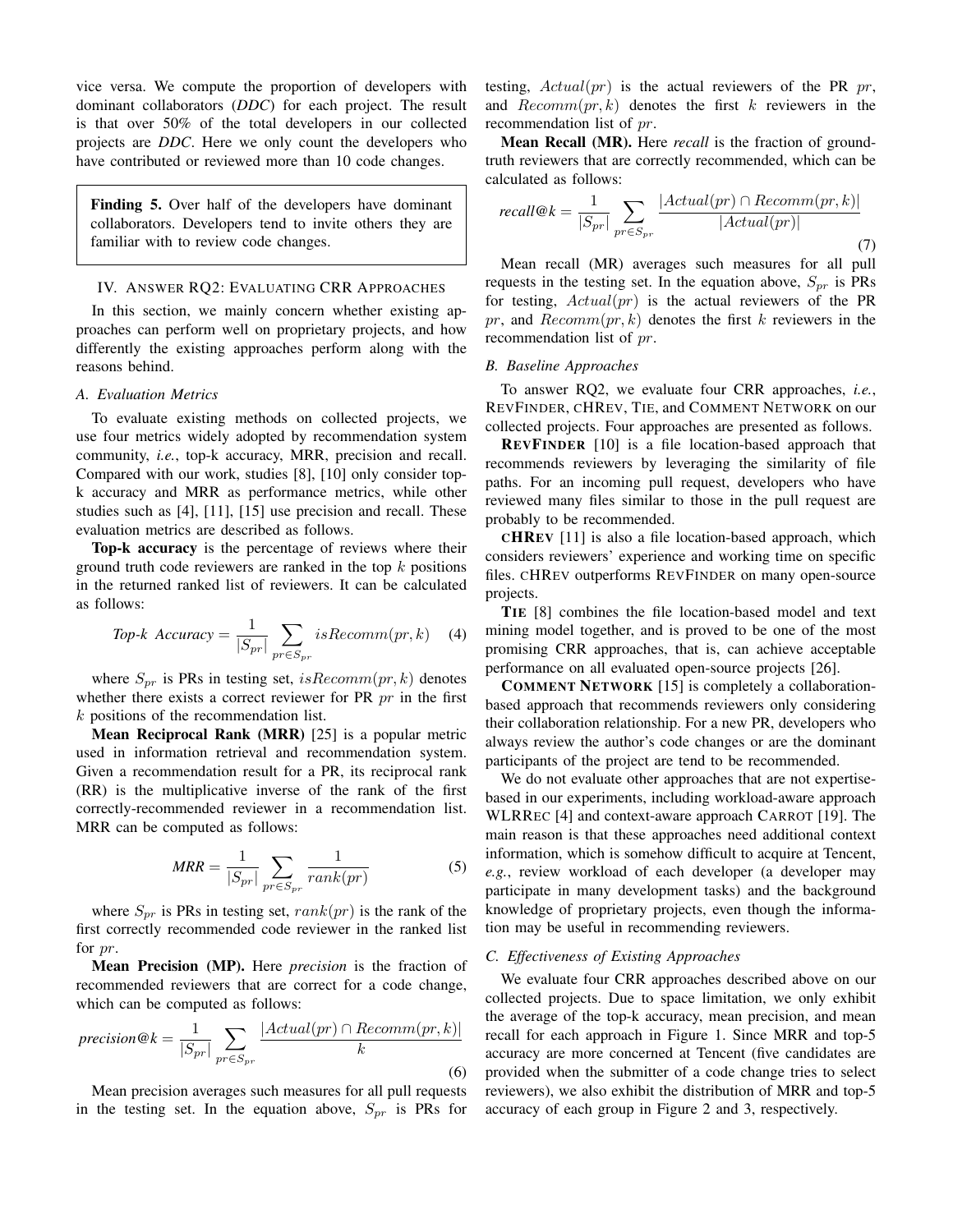vice versa. We compute the proportion of developers with dominant collaborators (*DDC*) for each project. The result is that over 50% of the total developers in our collected projects are *DDC*. Here we only count the developers who have contributed or reviewed more than 10 code changes.

> **Finding 5.** Over half of the developers have dominant collaborators. Developers tend to invite others they are familiar with to review code changes.

## IV. Answer RQ2: Evaluating CRR Approaches

In this section, we mainly concern whether existing approaches can perform well on proprietary projects, and how differently the existing approaches perform along with the reasons behind.

### A. Evaluation Metrics

To evaluate existing methods on collected projects, we use four metrics widely adopted by recommendation system community, *i.e.*, top-k accuracy, MRR, precision and recall. Compared with our work, studies [8], [10] only consider top-k accuracy and MRR as performance metrics, while other studies such as [4], [11], [15] use precision and recall. These evaluation metrics are described as follows.

**Top-k accuracy** is the percentage of reviews where their ground truth code reviewers are ranked in the top $k$ positions in the returned ranked list of reviewers. It can be calculated as follows:

$$\textit{Top-k Accuracy} = \frac{1}{|S_{pr}|} \sum_{pr \in S_{pr}} isRecomm(pr, k) \quad (4)$$

where $S_{pr}$ is PRs in testing set, $isRecomm(pr, k)$ denotes whether there exists a correct reviewer for PR $pr$ in the first $k$ positions of the recommendation list.

**Mean Reciprocal Rank (MRR)** [25] is a popular metric used in information retrieval and recommendation system. Given a recommendation result for a PR, its reciprocal rank (RR) is the multiplicative inverse of the rank of the first correctly-recommended reviewer in a recommendation list. MRR can be computed as follows:

$$\textit{MRR} = \frac{1}{|S_{pr}|} \sum_{pr \in S_{pr}} \frac{1}{rank(pr)} \quad (5)$$

where $S_{pr}$ is PRs in testing set, $rank(pr)$ is the rank of the first correctly recommended code reviewer in the ranked list for $pr$.

**Mean Precision (MP).** Here *precision* is the fraction of recommended reviewers that are correct for a code change, which can be computed as follows:

$$\textit{precision@k} = \frac{1}{|S_{pr}|} \sum_{pr \in S_{pr}} \frac{|Actual(pr) \cap Recomm(pr, k)|}{k} \quad (6)$$

Mean precision averages such measures for all pull requests in the testing set. In the equation above, $S_{pr}$ is PRs for testing, $Actual(pr)$ is the actual reviewers of the PR $pr$, and $Recomm(pr, k)$ denotes the first $k$ reviewers in the recommendation list of $pr$.

**Mean Recall (MR).** Here *recall* is the fraction of ground-truth reviewers that are correctly recommended, which can be calculated as follows:

$$\textit{recall@k} = \frac{1}{|S_{pr}|} \sum_{pr \in S_{pr}} \frac{|Actual(pr) \cap Recomm(pr, k)|}{|Actual(pr)|} \quad (7)$$

Mean recall (MR) averages such measures for all pull requests in the testing set. In the equation above, $S_{pr}$ is PRs for testing, $Actual(pr)$ is the actual reviewers of the PR $pr$, and $Recomm(pr, k)$ denotes the first $k$ reviewers in the recommendation list of $pr$.

### B. Baseline Approaches

To answer RQ2, we evaluate four CRR approaches, *i.e.*, RevFinder, cHRev, Tie, and Comment Network on our collected projects. Four approaches are presented as follows.

**RevFinder** [10] is a file location-based approach that recommends reviewers by leveraging the similarity of file paths. For an incoming pull request, developers who have reviewed many files similar to those in the pull request are probably to be recommended.

**cHRev** [11] is also a file location-based approach, which considers reviewers' experience and working time on specific files. cHRev outperforms RevFinder on many open-source projects.

**Tie** [8] combines the file location-based model and text mining model together, and is proved to be one of the most promising CRR approaches, that is, can achieve acceptable performance on all evaluated open-source projects [26].

**Comment Network** [15] is completely a collaboration-based approach that recommends reviewers only considering their collaboration relationship. For a new PR, developers who always review the author's code changes or are the dominant participants of the project are tend to be recommended.

We do not evaluate other approaches that are not expertise-based in our experiments, including workload-aware approach WLRRec [4] and context-aware approach Carrot [19]. The main reason is that these approaches need additional context information, which is somehow difficult to acquire at Tencent, *e.g.*, review workload of each developer (a developer may participate in many development tasks) and the background knowledge of proprietary projects, even though the information may be useful in recommending reviewers.

### C. Effectiveness of Existing Approaches

We evaluate four CRR approaches described above on our collected projects. Due to space limitation, we only exhibit the average of the top-k accuracy, mean precision, and mean recall for each approach in Figure 1. Since MRR and top-5 accuracy are more concerned at Tencent (five candidates are provided when the submitter of a code change tries to select reviewers), we also exhibit the distribution of MRR and top-5 accuracy of each group in Figure 2 and 3, respectively.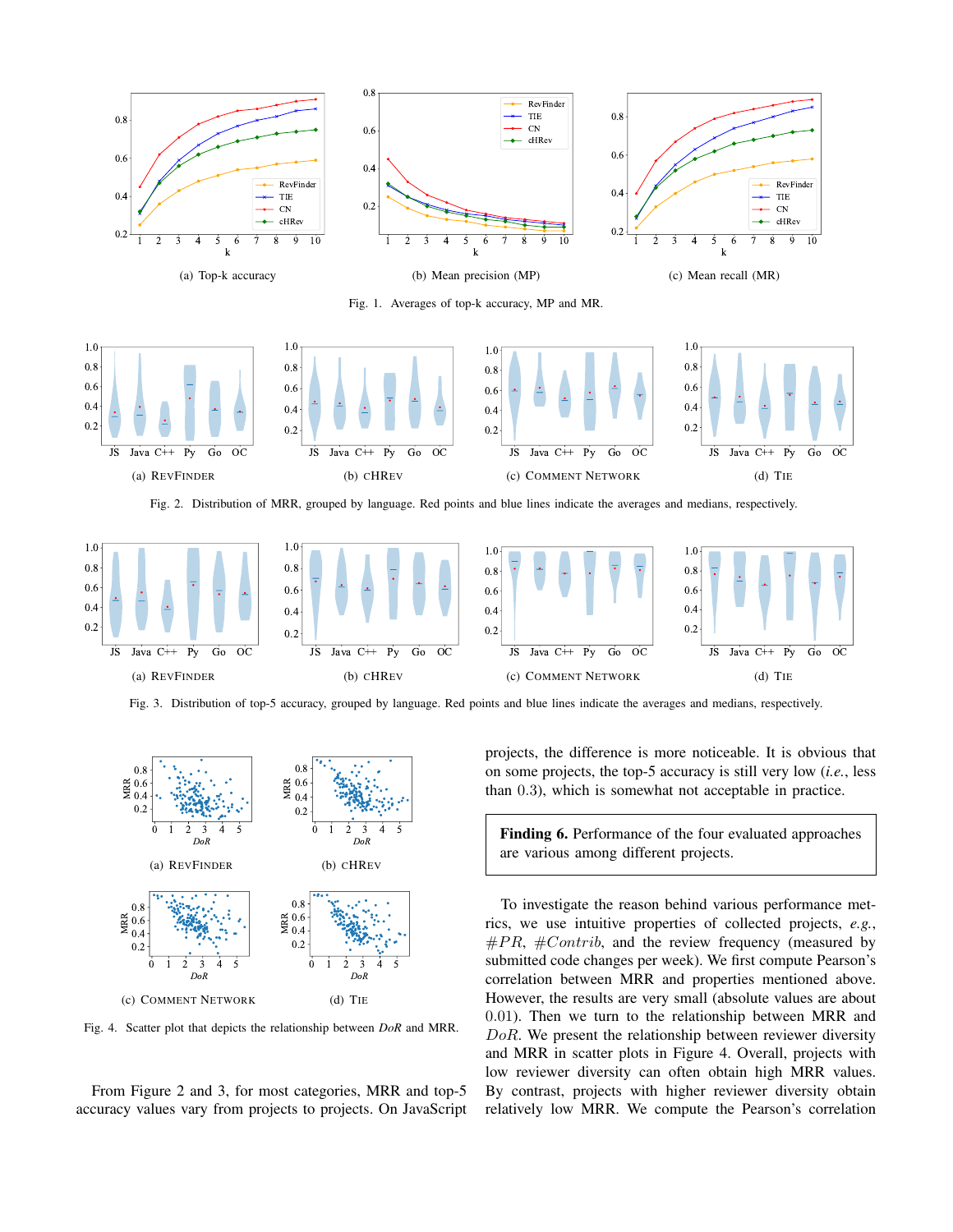(a) Top-k accuracy

(b) Mean precision (MP)

(c) Mean recall (MR)

Fig. 1. Averages of top-k accuracy, MP and MR.

(a) REVFINDER

(b) cHREV

(c) COMMENT NETWORK

(d) TIE

Fig. 2. Distribution of MRR, grouped by language. Red points and blue lines indicate the averages and medians, respectively.

(a) REVFINDER

(b) cHREV

(c) COMMENT NETWORK

(d) TIE

Fig. 3. Distribution of top-5 accuracy, grouped by language. Red points and blue lines indicate the averages and medians, respectively.

(a) REVFINDER

(b) cHREV

(c) COMMENT NETWORK

(d) TIE

Fig. 4. Scatter plot that depicts the relationship between *DoR* and MRR.

From Figure 2 and 3, for most categories, MRR and top-5 accuracy values vary from projects to projects. On JavaScript projects, the difference is more noticeable. It is obvious that on some projects, the top-5 accuracy is still very low (*i.e.*, less than 0.3), which is somewhat not acceptable in practice.

> **Finding 6.** Performance of the four evaluated approaches are various among different projects.

To investigate the reason behind various performance metrics, we use intuitive properties of collected projects, *e.g.*, $\#PR$, $\#Contrib$, and the review frequency (measured by submitted code changes per week). We first compute Pearson's correlation between MRR and properties mentioned above. However, the results are very small (absolute values are about 0.01). Then we turn to the relationship between MRR and $DoR$. We present the relationship between reviewer diversity and MRR in scatter plots in Figure 4. Overall, projects with low reviewer diversity can often obtain high MRR values. By contrast, projects with higher reviewer diversity obtain relatively low MRR. We compute the Pearson's correlation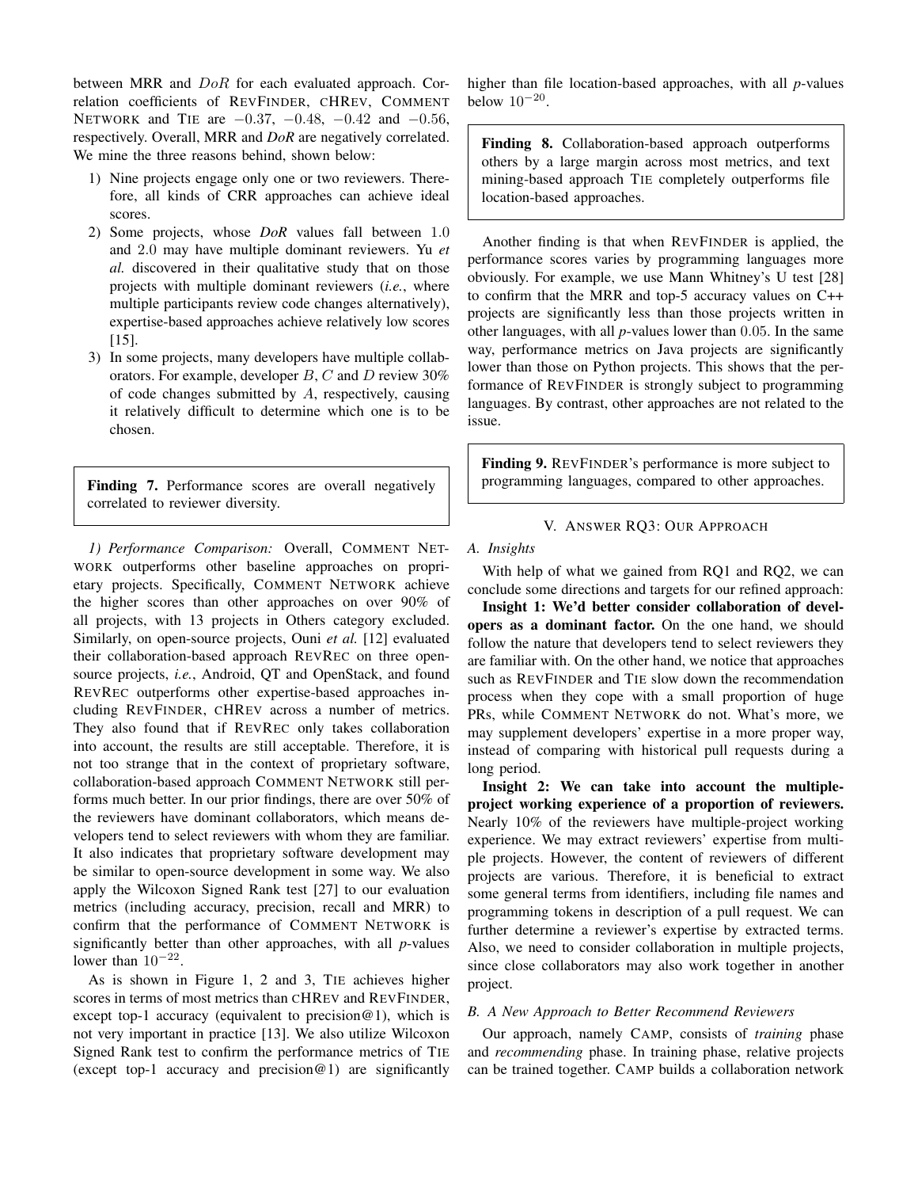between MRR and $DoR$ for each evaluated approach. Correlation coefficients of REVFINDER, CHREV, COMMENT NETWORK and TIE are $-0.37$, $-0.48$, $-0.42$ and $-0.56$, respectively. Overall, MRR and *DoR* are negatively correlated. We mine the three reasons behind, shown below:

1) Nine projects engage only one or two reviewers. Therefore, all kinds of CRR approaches can achieve ideal scores.
2) Some projects, whose *DoR* values fall between 1.0 and 2.0 may have multiple dominant reviewers. Yu *et al.* discovered in their qualitative study that on those projects with multiple dominant reviewers (*i.e.*, where multiple participants review code changes alternatively), expertise-based approaches achieve relatively low scores [15].
3) In some projects, many developers have multiple collaborators. For example, developer $B$, $C$ and $D$ review 30% of code changes submitted by $A$, respectively, causing it relatively difficult to determine which one is to be chosen.

> **Finding 7.** Performance scores are overall negatively correlated to reviewer diversity.

*1) Performance Comparison:* Overall, COMMENT NETWORK outperforms other baseline approaches on proprietary projects. Specifically, COMMENT NETWORK achieve the higher scores than other approaches on over 90% of all projects, with 13 projects in Others category excluded. Similarly, on open-source projects, Ouni *et al.* [12] evaluated their collaboration-based approach REVREC on three open-source projects, *i.e.*, Android, QT and OpenStack, and found REVREC outperforms other expertise-based approaches including REVFINDER, CHREV across a number of metrics. They also found that if REVREC only takes collaboration into account, the results are still acceptable. Therefore, it is not too strange that in the context of proprietary software, collaboration-based approach COMMENT NETWORK still performs much better. In our prior findings, there are over 50% of the reviewers have dominant collaborators, which means developers tend to select reviewers with whom they are familiar. It also indicates that proprietary software development may be similar to open-source development in some way. We also apply the Wilcoxon Signed Rank test [27] to our evaluation metrics (including accuracy, precision, recall and MRR) to confirm that the performance of COMMENT NETWORK is significantly better than other approaches, with all *p*-values lower than $10^{-22}$.

As is shown in Figure 1, 2 and 3, TIE achieves higher scores in terms of most metrics than CHREV and REVFINDER, except top-1 accuracy (equivalent to precision@1), which is not very important in practice [13]. We also utilize Wilcoxon Signed Rank test to confirm the performance metrics of TIE (except top-1 accuracy and precision@1) are significantly higher than file location-based approaches, with all *p*-values below $10^{-20}$.

> **Finding 8.** Collaboration-based approach outperforms others by a large margin across most metrics, and text mining-based approach TIE completely outperforms file location-based approaches.

Another finding is that when REVFINDER is applied, the performance scores varies by programming languages more obviously. For example, we use Mann Whitney's U test [28] to confirm that the MRR and top-5 accuracy values on C++ projects are significantly less than those projects written in other languages, with all *p*-values lower than 0.05. In the same way, performance metrics on Java projects are significantly lower than those on Python projects. This shows that the performance of REVFINDER is strongly subject to programming languages. By contrast, other approaches are not related to the issue.

> **Finding 9.** REVFINDER's performance is more subject to programming languages, compared to other approaches.

## V. ANSWER RQ3: OUR APPROACH

### A. Insights

With help of what we gained from RQ1 and RQ2, we can conclude some directions and targets for our refined approach:

**Insight 1: We'd better consider collaboration of developers as a dominant factor.** On the one hand, we should follow the nature that developers tend to select reviewers they are familiar with. On the other hand, we notice that approaches such as REVFINDER and TIE slow down the recommendation process when they cope with a small proportion of huge PRs, while COMMENT NETWORK do not. What's more, we may supplement developers' expertise in a more proper way, instead of comparing with historical pull requests during a long period.

**Insight 2: We can take into account the multiple-project working experience of a proportion of reviewers.** Nearly 10% of the reviewers have multiple-project working experience. We may extract reviewers' expertise from multiple projects. However, the content of reviewers of different projects are various. Therefore, it is beneficial to extract some general terms from identifiers, including file names and programming tokens in description of a pull request. We can further determine a reviewer's expertise by extracted terms. Also, we need to consider collaboration in multiple projects, since close collaborators may also work together in another project.

### B. A New Approach to Better Recommend Reviewers

Our approach, namely CAMP, consists of *training* phase and *recommending* phase. In training phase, relative projects can be trained together. CAMP builds a collaboration network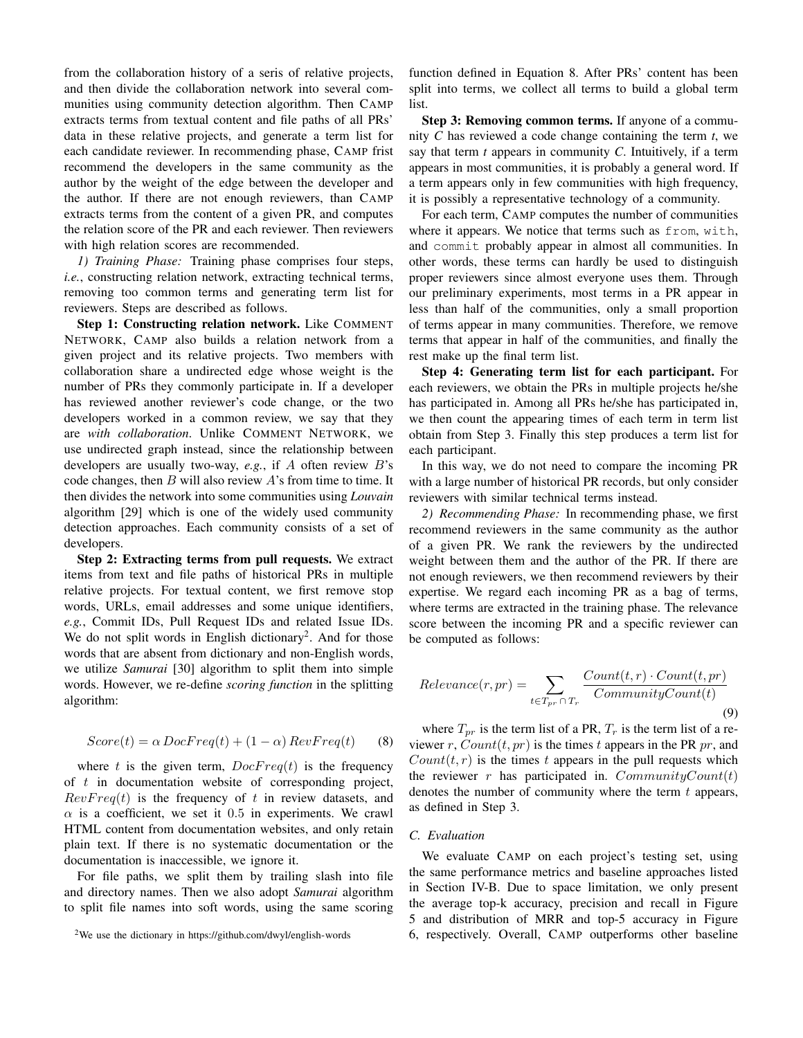from the collaboration history of a seris of relative projects, and then divide the collaboration network into several communities using community detection algorithm. Then CAMP extracts terms from textual content and file paths of all PRs' data in these relative projects, and generate a term list for each candidate reviewer. In recommending phase, CAMP frist recommend the developers in the same community as the author by the weight of the edge between the developer and the author. If there are not enough reviewers, than CAMP extracts terms from the content of a given PR, and computes the relation score of the PR and each reviewer. Then reviewers with high relation scores are recommended.

*1) Training Phase:* Training phase comprises four steps, *i.e.*, constructing relation network, extracting technical terms, removing too common terms and generating term list for reviewers. Steps are described as follows.

**Step 1: Constructing relation network.** Like COMMENT NETWORK, CAMP also builds a relation network from a given project and its relative projects. Two members with collaboration share a undirected edge whose weight is the number of PRs they commonly participate in. If a developer has reviewed another reviewer's code change, or the two developers worked in a common review, we say that they are *with collaboration*. Unlike COMMENT NETWORK, we use undirected graph instead, since the relationship between developers are usually two-way, *e.g.*, if $A$ often review $B$'s code changes, then $B$ will also review $A$'s from time to time. It then divides the network into some communities using *Louvain* algorithm [29] which is one of the widely used community detection approaches. Each community consists of a set of developers.

**Step 2: Extracting terms from pull requests.** We extract items from text and file paths of historical PRs in multiple relative projects. For textual content, we first remove stop words, URLs, email addresses and some unique identifiers, *e.g.*, Commit IDs, Pull Request IDs and related Issue IDs. We do not split words in English dictionary[2]. And for those words that are absent from dictionary and non-English words, we utilize *Samurai* [30] algorithm to split them into simple words. However, we re-define *scoring function* in the splitting algorithm:

$$Score(t) = \alpha \, DocFreq(t) + (1 - \alpha) \, RevFreq(t) \tag{8}$$

where $t$ is the given term, $DocFreq(t)$ is the frequency of $t$ in documentation website of corresponding project, $RevFreq(t)$ is the frequency of $t$ in review datasets, and $\alpha$ is a coefficient, we set it $0.5$ in experiments. We crawl HTML content from documentation websites, and only retain plain text. If there is no systematic documentation or the documentation is inaccessible, we ignore it.

For file paths, we split them by trailing slash into file and directory names. Then we also adopt *Samurai* algorithm to split file names into soft words, using the same scoring function defined in Equation 8. After PRs' content has been split into terms, we collect all terms to build a global term list.

**Step 3: Removing common terms.** If anyone of a community *C* has reviewed a code change containing the term *t*, we say that term *t* appears in community *C*. Intuitively, if a term appears in most communities, it is probably a general word. If a term appears only in few communities with high frequency, it is possibly a representative technology of a community.

For each term, CAMP computes the number of communities where it appears. We notice that terms such as `from`, `with`, and `commit` probably appear in almost all communities. In other words, these terms can hardly be used to distinguish proper reviewers since almost everyone uses them. Through our preliminary experiments, most terms in a PR appear in less than half of the communities, only a small proportion of terms appear in many communities. Therefore, we remove terms that appear in half of the communities, and finally the rest make up the final term list.

**Step 4: Generating term list for each participant.** For each reviewers, we obtain the PRs in multiple projects he/she has participated in. Among all PRs he/she has participated in, we then count the appearing times of each term in term list obtain from Step 3. Finally this step produces a term list for each participant.

In this way, we do not need to compare the incoming PR with a large number of historical PR records, but only consider reviewers with similar technical terms instead.

*2) Recommending Phase:* In recommending phase, we first recommend reviewers in the same community as the author of a given PR. We rank the reviewers by the undirected weight between them and the author of the PR. If there are not enough reviewers, we then recommend reviewers by their expertise. We regard each incoming PR as a bag of terms, where terms are extracted in the training phase. The relevance score between the incoming PR and a specific reviewer can be computed as follows:

$$Relevance(r, pr) = \sum_{t \in T_{pr} \cap T_r} \frac{Count(t, r) \cdot Count(t, pr)}{CommunityCount(t)} \tag{9}$$

where $T_{pr}$ is the term list of a PR, $T_r$ is the term list of a reviewer $r$, $Count(t, pr)$ is the times $t$ appears in the PR $pr$, and $Count(t, r)$ is the times $t$ appears in the pull requests which the reviewer $r$ has participated in. $CommunityCount(t)$ denotes the number of community where the term $t$ appears, as defined in Step 3.

### C. Evaluation

We evaluate CAMP on each project's testing set, using the same performance metrics and baseline approaches listed in Section IV-B. Due to space limitation, we only present the average top-k accuracy, precision and recall in Figure 5 and distribution of MRR and top-5 accuracy in Figure 6, respectively. Overall, CAMP outperforms other baseline

[2]We use the dictionary in https://github.com/dwyl/english-words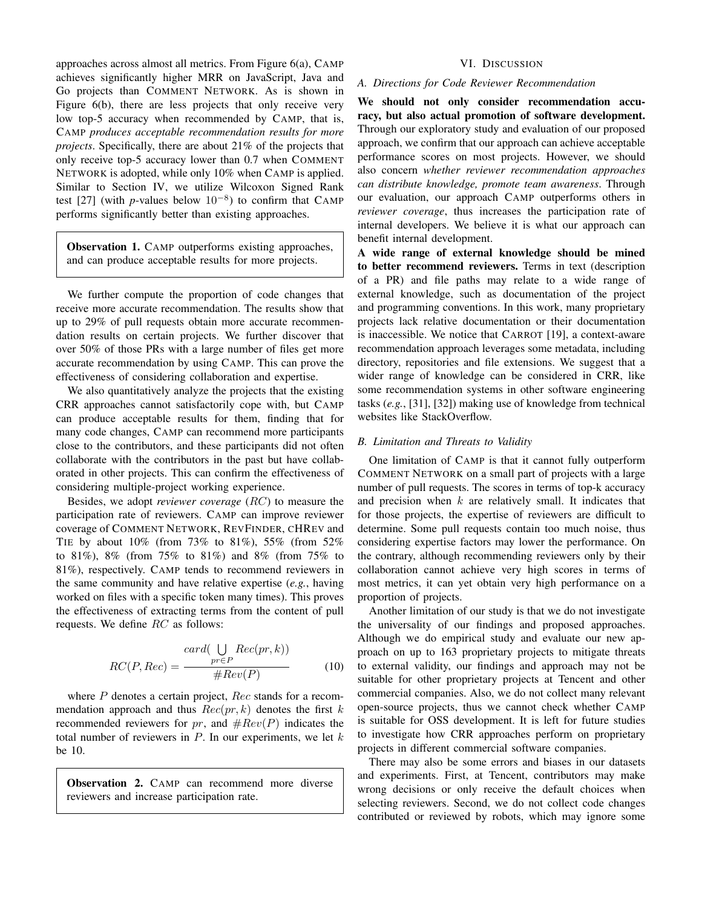approaches across almost all metrics. From Figure 6(a), CAMP achieves significantly higher MRR on JavaScript, Java and Go projects than COMMENT NETWORK. As is shown in Figure 6(b), there are less projects that only receive very low top-5 accuracy when recommended by CAMP, that is, CAMP *produces acceptable recommendation results for more projects*. Specifically, there are about 21% of the projects that only receive top-5 accuracy lower than 0.7 when COMMENT NETWORK is adopted, while only 10% when CAMP is applied. Similar to Section IV, we utilize Wilcoxon Signed Rank test [27] (with *p*-values below $10^{-8}$) to confirm that CAMP performs significantly better than existing approaches.

> **Observation 1.** CAMP outperforms existing approaches, and can produce acceptable results for more projects.

We further compute the proportion of code changes that receive more accurate recommendation. The results show that up to 29% of pull requests obtain more accurate recommendation results on certain projects. We further discover that over 50% of those PRs with a large number of files get more accurate recommendation by using CAMP. This can prove the effectiveness of considering collaboration and expertise.

We also quantitatively analyze the projects that the existing CRR approaches cannot satisfactorily cope with, but CAMP can produce acceptable results for them, finding that for many code changes, CAMP can recommend more participants close to the contributors, and these participants did not often collaborate with the contributors in the past but have collaborated in other projects. This can confirm the effectiveness of considering multiple-project working experience.

Besides, we adopt *reviewer coverage* ($RC$) to measure the participation rate of reviewers. CAMP can improve reviewer coverage of COMMENT NETWORK, REVFINDER, CHREV and TIE by about 10% (from 73% to 81%), 55% (from 52% to 81%), 8% (from 75% to 81%) and 8% (from 75% to 81%), respectively. CAMP tends to recommend reviewers in the same community and have relative expertise (*e.g.*, having worked on files with a specific token many times). This proves the effectiveness of extracting terms from the content of pull requests. We define $RC$ as follows:

$$RC(P, Rec) = \frac{card(\bigcup_{pr \in P} Rec(pr, k))}{\#Rev(P)} \tag{10}$$

where $P$ denotes a certain project, $Rec$ stands for a recommendation approach and thus $Rec(pr, k)$ denotes the first $k$ recommended reviewers for $pr$, and $\#Rev(P)$ indicates the total number of reviewers in $P$. In our experiments, we let $k$ be 10.

> **Observation 2.** CAMP can recommend more diverse reviewers and increase participation rate.

## VI. DISCUSSION

### A. Directions for Code Reviewer Recommendation

**We should not only consider recommendation accuracy, but also actual promotion of software development.** Through our exploratory study and evaluation of our proposed approach, we confirm that our approach can achieve acceptable performance scores on most projects. However, we should also concern *whether reviewer recommendation approaches can distribute knowledge, promote team awareness*. Through our evaluation, our approach CAMP outperforms others in *reviewer coverage*, thus increases the participation rate of internal developers. We believe it is what our approach can benefit internal development.

**A wide range of external knowledge should be mined to better recommend reviewers.** Terms in text (description of a PR) and file paths may relate to a wide range of external knowledge, such as documentation of the project and programming conventions. In this work, many proprietary projects lack relative documentation or their documentation is inaccessible. We notice that CARROT [19], a context-aware recommendation approach leverages some metadata, including directory, repositories and file extensions. We suggest that a wider range of knowledge can be considered in CRR, like some recommendation systems in other software engineering tasks (*e.g.*, [31], [32]) making use of knowledge from technical websites like StackOverflow.

### B. Limitation and Threats to Validity

One limitation of CAMP is that it cannot fully outperform COMMENT NETWORK on a small part of projects with a large number of pull requests. The scores in terms of top-k accuracy and precision when $k$ are relatively small. It indicates that for those projects, the expertise of reviewers are difficult to determine. Some pull requests contain too much noise, thus considering expertise factors may lower the performance. On the contrary, although recommending reviewers only by their collaboration cannot achieve very high scores in terms of most metrics, it can yet obtain very high performance on a proportion of projects.

Another limitation of our study is that we do not investigate the universality of our findings and proposed approaches. Although we do empirical study and evaluate our new approach on up to 163 proprietary projects to mitigate threats to external validity, our findings and approach may not be suitable for other proprietary projects at Tencent and other commercial companies. Also, we do not collect many relevant open-source projects, thus we cannot check whether CAMP is suitable for OSS development. It is left for future studies to investigate how CRR approaches perform on proprietary projects in different commercial software companies.

There may also be some errors and biases in our datasets and experiments. First, at Tencent, contributors may make wrong decisions or only receive the default choices when selecting reviewers. Second, we do not collect code changes contributed or reviewed by robots, which may ignore some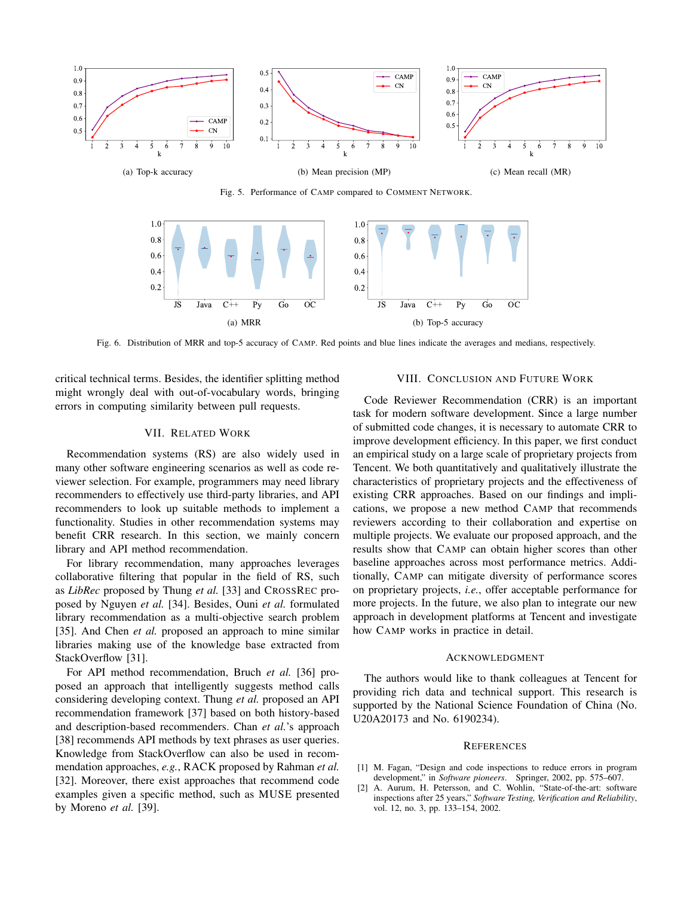(a) Top-k accuracy

(b) Mean precision (MP)

(c) Mean recall (MR)

Fig. 5. Performance of CAMP compared to COMMENT NETWORK.

(a) MRR

(b) Top-5 accuracy

Fig. 6. Distribution of MRR and top-5 accuracy of CAMP. Red points and blue lines indicate the averages and medians, respectively.

critical technical terms. Besides, the identifier splitting method might wrongly deal with out-of-vocabulary words, bringing errors in computing similarity between pull requests.

## VII. RELATED WORK

Recommendation systems (RS) are also widely used in many other software engineering scenarios as well as code reviewer selection. For example, programmers may need library recommenders to effectively use third-party libraries, and API recommenders to look up suitable methods to implement a functionality. Studies in other recommendation systems may benefit CRR research. In this section, we mainly concern library and API method recommendation.

For library recommendation, many approaches leverages collaborative filtering that popular in the field of RS, such as *LibRec* proposed by Thung *et al.* [33] and CROSSREC proposed by Nguyen *et al.* [34]. Besides, Ouni *et al.* formulated library recommendation as a multi-objective search problem [35]. And Chen *et al.* proposed an approach to mine similar libraries making use of the knowledge base extracted from StackOverflow [31].

For API method recommendation, Bruch *et al.* [36] proposed an approach that intelligently suggests method calls considering developing context. Thung *et al.* proposed an API recommendation framework [37] based on both history-based and description-based recommenders. Chan *et al.*'s approach [38] recommends API methods by text phrases as user queries. Knowledge from StackOverflow can also be used in recommendation approaches, *e.g.*, RACK proposed by Rahman *et al.* [32]. Moreover, there exist approaches that recommend code examples given a specific method, such as MUSE presented by Moreno *et al.* [39].

## VIII. CONCLUSION AND FUTURE WORK

Code Reviewer Recommendation (CRR) is an important task for modern software development. Since a large number of submitted code changes, it is necessary to automate CRR to improve development efficiency. In this paper, we first conduct an empirical study on a large scale of proprietary projects from Tencent. We both quantitatively and qualitatively illustrate the characteristics of proprietary projects and the effectiveness of existing CRR approaches. Based on our findings and implications, we propose a new method CAMP that recommends reviewers according to their collaboration and expertise on multiple projects. We evaluate our proposed approach, and the results show that CAMP can obtain higher scores than other baseline approaches across most performance metrics. Additionally, CAMP can mitigate diversity of performance scores on proprietary projects, *i.e.*, offer acceptable performance for more projects. In the future, we also plan to integrate our new approach in development platforms at Tencent and investigate how CAMP works in practice in detail.

## ACKNOWLEDGMENT

The authors would like to thank colleagues at Tencent for providing rich data and technical support. This research is supported by the National Science Foundation of China (No. U20A20173 and No. 6190234).

## REFERENCES

[1] M. Fagan, "Design and code inspections to reduce errors in program development," in *Software pioneers*. Springer, 2002, pp. 575–607.

[2] A. Aurum, H. Petersson, and C. Wohlin, "State-of-the-art: software inspections after 25 years," *Software Testing, Verification and Reliability*, vol. 12, no. 3, pp. 133–154, 2002.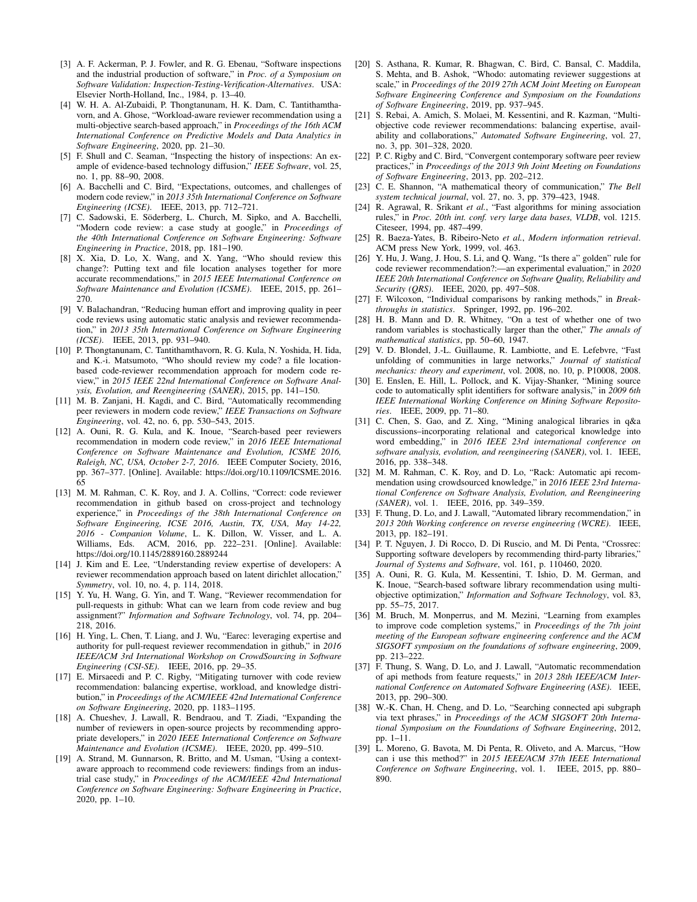[3] A. F. Ackerman, P. J. Fowler, and R. G. Ebenau, "Software inspections and the industrial production of software," in *Proc. of a Symposium on Software Validation: Inspection-Testing-Verification-Alternatives*. USA: Elsevier North-Holland, Inc., 1984, p. 13–40.

[4] W. H. A. Al-Zubaidi, P. Thongtanunam, H. K. Dam, C. Tantithamthavorn, and A. Ghose, "Workload-aware reviewer recommendation using a multi-objective search-based approach," in *Proceedings of the 16th ACM International Conference on Predictive Models and Data Analytics in Software Engineering*, 2020, pp. 21–30.

[5] F. Shull and C. Seaman, "Inspecting the history of inspections: An example of evidence-based technology diffusion," *IEEE Software*, vol. 25, no. 1, pp. 88–90, 2008.

[6] A. Bacchelli and C. Bird, "Expectations, outcomes, and challenges of modern code review," in *2013 35th International Conference on Software Engineering (ICSE)*. IEEE, 2013, pp. 712–721.

[7] C. Sadowski, E. Söderberg, L. Church, M. Sipko, and A. Bacchelli, "Modern code review: a case study at google," in *Proceedings of the 40th International Conference on Software Engineering: Software Engineering in Practice*, 2018, pp. 181–190.

[8] X. Xia, D. Lo, X. Wang, and X. Yang, "Who should review this change?: Putting text and file location analyses together for more accurate recommendations," in *2015 IEEE International Conference on Software Maintenance and Evolution (ICSME)*. IEEE, 2015, pp. 261–270.

[9] V. Balachandran, "Reducing human effort and improving quality in peer code reviews using automatic static analysis and reviewer recommendation," in *2013 35th International Conference on Software Engineering (ICSE)*. IEEE, 2013, pp. 931–940.

[10] P. Thongtanunam, C. Tantithamthavorn, R. G. Kula, N. Yoshida, H. Iida, and K.-i. Matsumoto, "Who should review my code? a file location-based code-reviewer recommendation approach for modern code review," in *2015 IEEE 22nd International Conference on Software Analysis, Evolution, and Reengineering (SANER)*, 2015, pp. 141–150.

[11] M. B. Zanjani, H. Kagdi, and C. Bird, "Automatically recommending peer reviewers in modern code review," *IEEE Transactions on Software Engineering*, vol. 42, no. 6, pp. 530–543, 2015.

[12] A. Ouni, R. G. Kula, and K. Inoue, "Search-based peer reviewers recommendation in modern code review," in *2016 IEEE International Conference on Software Maintenance and Evolution, ICSME 2016, Raleigh, NC, USA, October 2-7, 2016*. IEEE Computer Society, 2016, pp. 367–377. [Online]. Available: https://doi.org/10.1109/ICSME.2016.65

[13] M. M. Rahman, C. K. Roy, and J. A. Collins, "Correct: code reviewer recommendation in github based on cross-project and technology experience," in *Proceedings of the 38th International Conference on Software Engineering, ICSE 2016, Austin, TX, USA, May 14-22, 2016 - Companion Volume*, L. K. Dillon, W. Visser, and L. A. Williams, Eds. ACM, 2016, pp. 222–231. [Online]. Available: https://doi.org/10.1145/2889160.2889244

[14] J. Kim and E. Lee, "Understanding review expertise of developers: A reviewer recommendation approach based on latent dirichlet allocation," *Symmetry*, vol. 10, no. 4, p. 114, 2018.

[15] Y. Yu, H. Wang, G. Yin, and T. Wang, "Reviewer recommendation for pull-requests in github: What can we learn from code review and bug assignment?" *Information and Software Technology*, vol. 74, pp. 204–218, 2016.

[16] H. Ying, L. Chen, T. Liang, and J. Wu, "Earec: leveraging expertise and authority for pull-request reviewer recommendation in github," in *2016 IEEE/ACM 3rd International Workshop on CrowdSourcing in Software Engineering (CSI-SE)*. IEEE, 2016, pp. 29–35.

[17] E. Mirsaeedi and P. C. Rigby, "Mitigating turnover with code review recommendation: balancing expertise, workload, and knowledge distribution," in *Proceedings of the ACM/IEEE 42nd International Conference on Software Engineering*, 2020, pp. 1183–1195.

[18] A. Chueshev, J. Lawall, R. Bendraou, and T. Ziadi, "Expanding the number of reviewers in open-source projects by recommending appropriate developers," in *2020 IEEE International Conference on Software Maintenance and Evolution (ICSME)*. IEEE, 2020, pp. 499–510.

[19] A. Strand, M. Gunnarson, R. Britto, and M. Usman, "Using a context-aware approach to recommend code reviewers: findings from an industrial case study," in *Proceedings of the ACM/IEEE 42nd International Conference on Software Engineering: Software Engineering in Practice*, 2020, pp. 1–10.

[20] S. Asthana, R. Kumar, R. Bhagwan, C. Bird, C. Bansal, C. Maddila, S. Mehta, and B. Ashok, "Whodo: automating reviewer suggestions at scale," in *Proceedings of the 2019 27th ACM Joint Meeting on European Software Engineering Conference and Symposium on the Foundations of Software Engineering*, 2019, pp. 937–945.

[21] S. Rebai, A. Amich, S. Molaei, M. Kessentini, and R. Kazman, "Multi-objective code reviewer recommendations: balancing expertise, availability and collaborations," *Automated Software Engineering*, vol. 27, no. 3, pp. 301–328, 2020.

[22] P. C. Rigby and C. Bird, "Convergent contemporary software peer review practices," in *Proceedings of the 2013 9th Joint Meeting on Foundations of Software Engineering*, 2013, pp. 202–212.

[23] C. E. Shannon, "A mathematical theory of communication," *The Bell system technical journal*, vol. 27, no. 3, pp. 379–423, 1948.

[24] R. Agrawal, R. Srikant *et al.*, "Fast algorithms for mining association rules," in *Proc. 20th int. conf. very large data bases, VLDB*, vol. 1215. Citeseer, 1994, pp. 487–499.

[25] R. Baeza-Yates, B. Ribeiro-Neto *et al.*, *Modern information retrieval*. ACM press New York, 1999, vol. 463.

[26] Y. Hu, J. Wang, J. Hou, S. Li, and Q. Wang, "Is there a" golden" rule for code reviewer recommendation?:—an experimental evaluation," in *2020 IEEE 20th International Conference on Software Quality, Reliability and Security (QRS)*. IEEE, 2020, pp. 497–508.

[27] F. Wilcoxon, "Individual comparisons by ranking methods," in *Breakthroughs in statistics*. Springer, 1992, pp. 196–202.

[28] H. B. Mann and D. R. Whitney, "On a test of whether one of two random variables is stochastically larger than the other," *The annals of mathematical statistics*, pp. 50–60, 1947.

[29] V. D. Blondel, J.-L. Guillaume, R. Lambiotte, and E. Lefebvre, "Fast unfolding of communities in large networks," *Journal of statistical mechanics: theory and experiment*, vol. 2008, no. 10, p. P10008, 2008.

[30] E. Enslen, E. Hill, L. Pollock, and K. Vijay-Shanker, "Mining source code to automatically split identifiers for software analysis," in *2009 6th IEEE International Working Conference on Mining Software Repositories*. IEEE, 2009, pp. 71–80.

[31] C. Chen, S. Gao, and Z. Xing, "Mining analogical libraries in q&a discussions–incorporating relational and categorical knowledge into word embedding," in *2016 IEEE 23rd international conference on software analysis, evolution, and reengineering (SANER)*, vol. 1. IEEE, 2016, pp. 338–348.

[32] M. M. Rahman, C. K. Roy, and D. Lo, "Rack: Automatic api recommendation using crowdsourced knowledge," in *2016 IEEE 23rd International Conference on Software Analysis, Evolution, and Reengineering (SANER)*, vol. 1. IEEE, 2016, pp. 349–359.

[33] F. Thung, D. Lo, and J. Lawall, "Automated library recommendation," in *2013 20th Working conference on reverse engineering (WCRE)*. IEEE, 2013, pp. 182–191.

[34] P. T. Nguyen, J. Di Rocco, D. Di Ruscio, and M. Di Penta, "Crossrec: Supporting software developers by recommending third-party libraries," *Journal of Systems and Software*, vol. 161, p. 110460, 2020.

[35] A. Ouni, R. G. Kula, M. Kessentini, T. Ishio, D. M. German, and K. Inoue, "Search-based software library recommendation using multi-objective optimization," *Information and Software Technology*, vol. 83, pp. 55–75, 2017.

[36] M. Bruch, M. Monperrus, and M. Mezini, "Learning from examples to improve code completion systems," in *Proceedings of the 7th joint meeting of the European software engineering conference and the ACM SIGSOFT symposium on the foundations of software engineering*, 2009, pp. 213–222.

[37] F. Thung, S. Wang, D. Lo, and J. Lawall, "Automatic recommendation of api methods from feature requests," in *2013 28th IEEE/ACM International Conference on Automated Software Engineering (ASE)*. IEEE, 2013, pp. 290–300.

[38] W.-K. Chan, H. Cheng, and D. Lo, "Searching connected api subgraph via text phrases," in *Proceedings of the ACM SIGSOFT 20th International Symposium on the Foundations of Software Engineering*, 2012, pp. 1–11.

[39] L. Moreno, G. Bavota, M. Di Penta, R. Oliveto, and A. Marcus, "How can i use this method?" in *2015 IEEE/ACM 37th IEEE International Conference on Software Engineering*, vol. 1. IEEE, 2015, pp. 880–890.